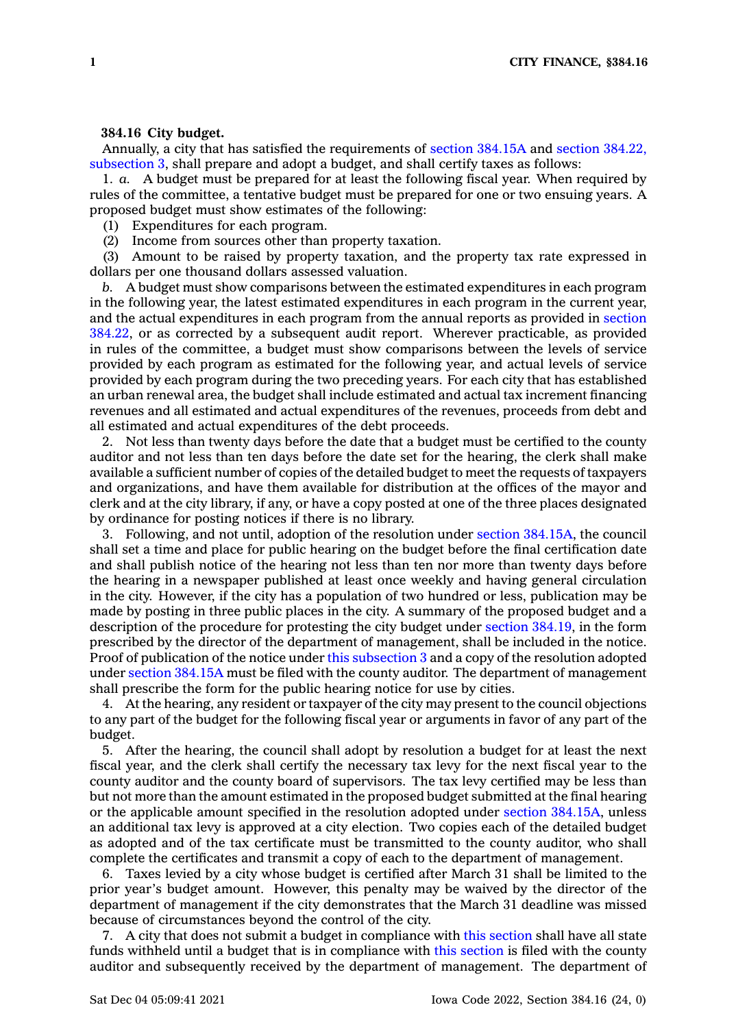**384.16 City budget.**

Annually, a city that has satisfied the requirements of section 384.15A and section 384.22, subsection 3, shall prepare and adopt a budget, and shall certify taxes as follows:

1. *a.* A budget must be prepared for at least the following fiscal year. When required by rules of the committee, a tentative budget must be prepared for one or two ensuing years. A proposed budget must show estimates of the following:

(1) Expenditures for each program.

(2) Income from sources other than property taxation.

(3) Amount to be raised by property taxation, and the property tax rate expressed in dollars per one thousand dollars assessed valuation.

*b.* A budget must show comparisons between the estimated expenditures in each program in the following year, the latest estimated expenditures in each program in the current year, and the actual expenditures in each program from the annual reports as provided in section 384.22, or as corrected by a subsequent audit report. Wherever practicable, as provided in rules of the committee, a budget must show comparisons between the levels of service provided by each program as estimated for the following year, and actual levels of service provided by each program during the two preceding years. For each city that has established an urban renewal area, the budget shall include estimated and actual tax increment financing revenues and all estimated and actual expenditures of the revenues, proceeds from debt and all estimated and actual expenditures of the debt proceeds.

2. Not less than twenty days before the date that a budget must be certified to the county auditor and not less than ten days before the date set for the hearing, the clerk shall make available a sufficient number of copies of the detailed budget to meet the requests of taxpayers and organizations, and have them available for distribution at the offices of the mayor and clerk and at the city library, if any, or have a copy posted at one of the three places designated by ordinance for posting notices if there is no library.

3. Following, and not until, adoption of the resolution under section 384.15A, the council shall set a time and place for public hearing on the budget before the final certification date and shall publish notice of the hearing not less than ten nor more than twenty days before the hearing in a newspaper published at least once weekly and having general circulation in the city. However, if the city has a population of two hundred or less, publication may be made by posting in three public places in the city. A summary of the proposed budget and a description of the procedure for protesting the city budget under section 384.19, in the form prescribed by the director of the department of management, shall be included in the notice. Proof of publication of the notice under this subsection 3 and a copy of the resolution adopted under section 384.15A must be filed with the county auditor. The department of management shall prescribe the form for the public hearing notice for use by cities.

4. At the hearing, any resident or taxpayer of the city may present to the council objections to any part of the budget for the following fiscal year or arguments in favor of any part of the budget.

5. After the hearing, the council shall adopt by resolution a budget for at least the next fiscal year, and the clerk shall certify the necessary tax levy for the next fiscal year to the county auditor and the county board of supervisors. The tax levy certified may be less than but not more than the amount estimated in the proposed budget submitted at the final hearing or the applicable amount specified in the resolution adopted under section 384.15A, unless an additional tax levy is approved at a city election. Two copies each of the detailed budget as adopted and of the tax certificate must be transmitted to the county auditor, who shall complete the certificates and transmit a copy of each to the department of management.

6. Taxes levied by a city whose budget is certified after March 31 shall be limited to the prior year's budget amount. However, this penalty may be waived by the director of the department of management if the city demonstrates that the March 31 deadline was missed because of circumstances beyond the control of the city.

7. A city that does not submit a budget in compliance with this section shall have all state funds withheld until a budget that is in compliance with this section is filed with the county auditor and subsequently received by the department of management. The department of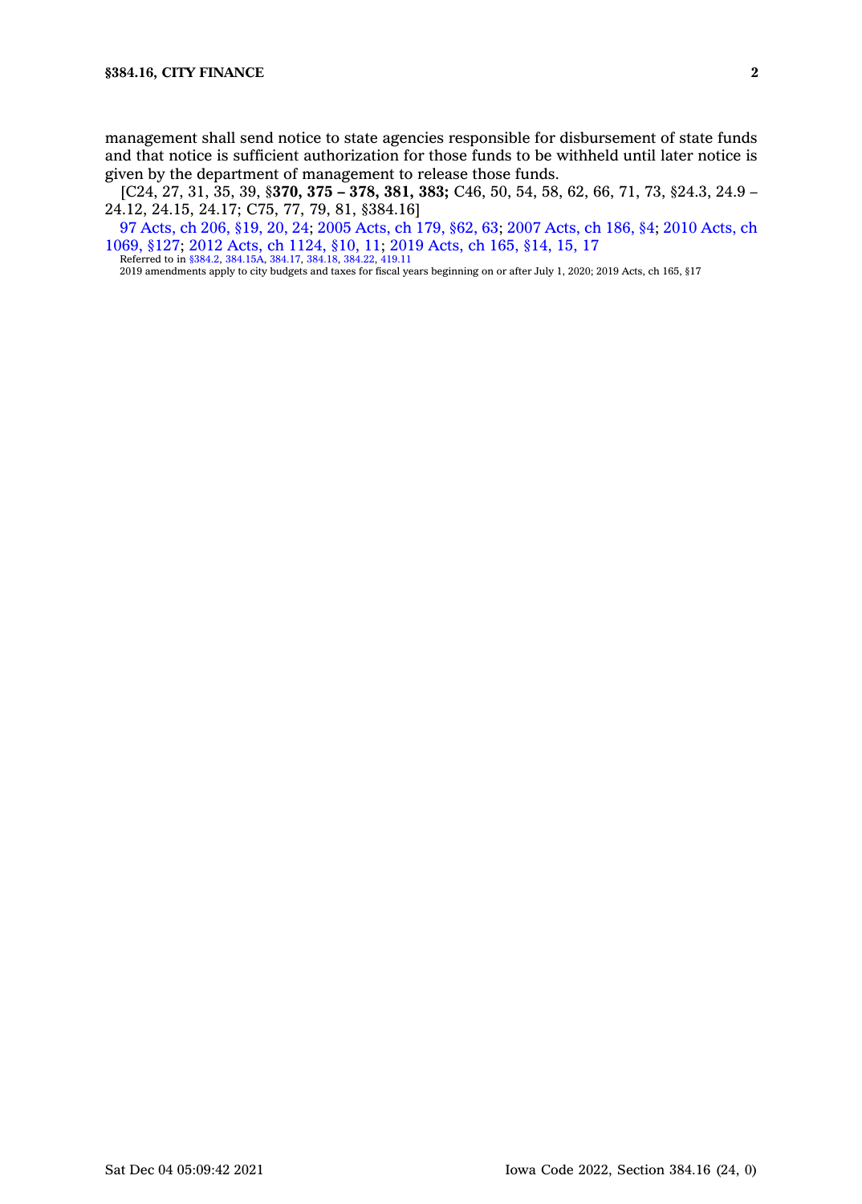management shall send notice to state agencies responsible for disbursement of state funds and that notice is sufficient authorization for those funds to be withheld until later notice is given by the department of management to release those funds.

[C24, 27, 31, 35, 39, §**370, 375 – 378, 381, 383;** C46, 50, 54, 58, 62, 66, 71, 73, §24.3, 24.9 – 24.12, 24.15, 24.17; C75, 77, 79, 81, §384.16]

97 Acts, ch 206, §19, 20, 24; 2005 Acts, ch 179, §62, 63; 2007 Acts, ch 186, §4; 2010 Acts, ch 1069, §127; 2012 Acts, ch 1124, §10, 11; 2019 Acts, ch 165, §14, 15, 17

Referred to in §384.2, 384.15A, 384.17, 384.18, 384.22, 419.11

2019 amendments apply to city budgets and taxes for fiscal years beginning on or after July 1, 2020; 2019 Acts, ch 165, §17